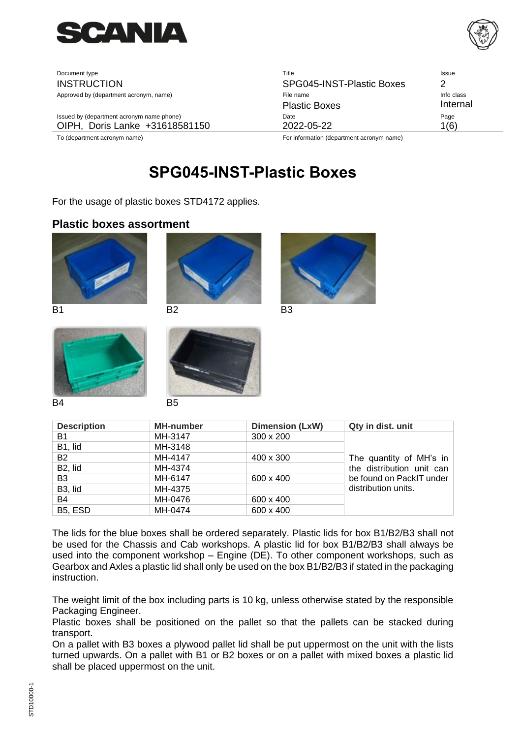| Document type | Title | Issue |
| --- | --- | --- |
| INSTRUCTION | SPG045-INST-Plastic Boxes | 2 |
| Approved by (department acronym, name) | File name | Info class |
| | Plastic Boxes | Internal |
| Issued by (department acronym name phone) | Date | |
| OIPH, Doris Lanke +31618581150 | 2022-05-22 | |
| To (department acronym name) | For information (department acronym name) | |

# SPG045-INST-Plastic Boxes

For the usage of plastic boxes STD4172 applies.

## Plastic boxes assortment

B1

B2

B3

B4

B5

| Description | MH-number | Dimension (LxW) | Qty in dist. unit |
| --- | --- | --- | --- |
| B1 | MH-3147 | 300 x 200 | The quantity of MH's in the distribution unit can be found on PackIT under distribution units. |
| B1, lid | MH-3148 | | |
| B2 | MH-4147 | 400 x 300 | |
| B2, lid | MH-4374 | | |
| B3 | MH-6147 | 600 x 400 | |
| B3, lid | MH-4375 | | |
| B4 | MH-0476 | 600 x 400 | |
| B5, ESD | MH-0474 | 600 x 400 | |

The lids for the blue boxes shall be ordered separately. Plastic lids for box B1/B2/B3 shall not be used for the Chassis and Cab workshops. A plastic lid for box B1/B2/B3 shall always be used into the component workshop – Engine (DE). To other component workshops, such as Gearbox and Axles a plastic lid shall only be used on the box B1/B2/B3 if stated in the packaging instruction.

The weight limit of the box including parts is 10 kg, unless otherwise stated by the responsible Packaging Engineer.
Plastic boxes shall be positioned on the pallet so that the pallets can be stacked during transport.
On a pallet with B3 boxes a plywood pallet lid shall be put uppermost on the unit with the lists turned upwards. On a pallet with B1 or B2 boxes or on a pallet with mixed boxes a plastic lid shall be placed uppermost on the unit.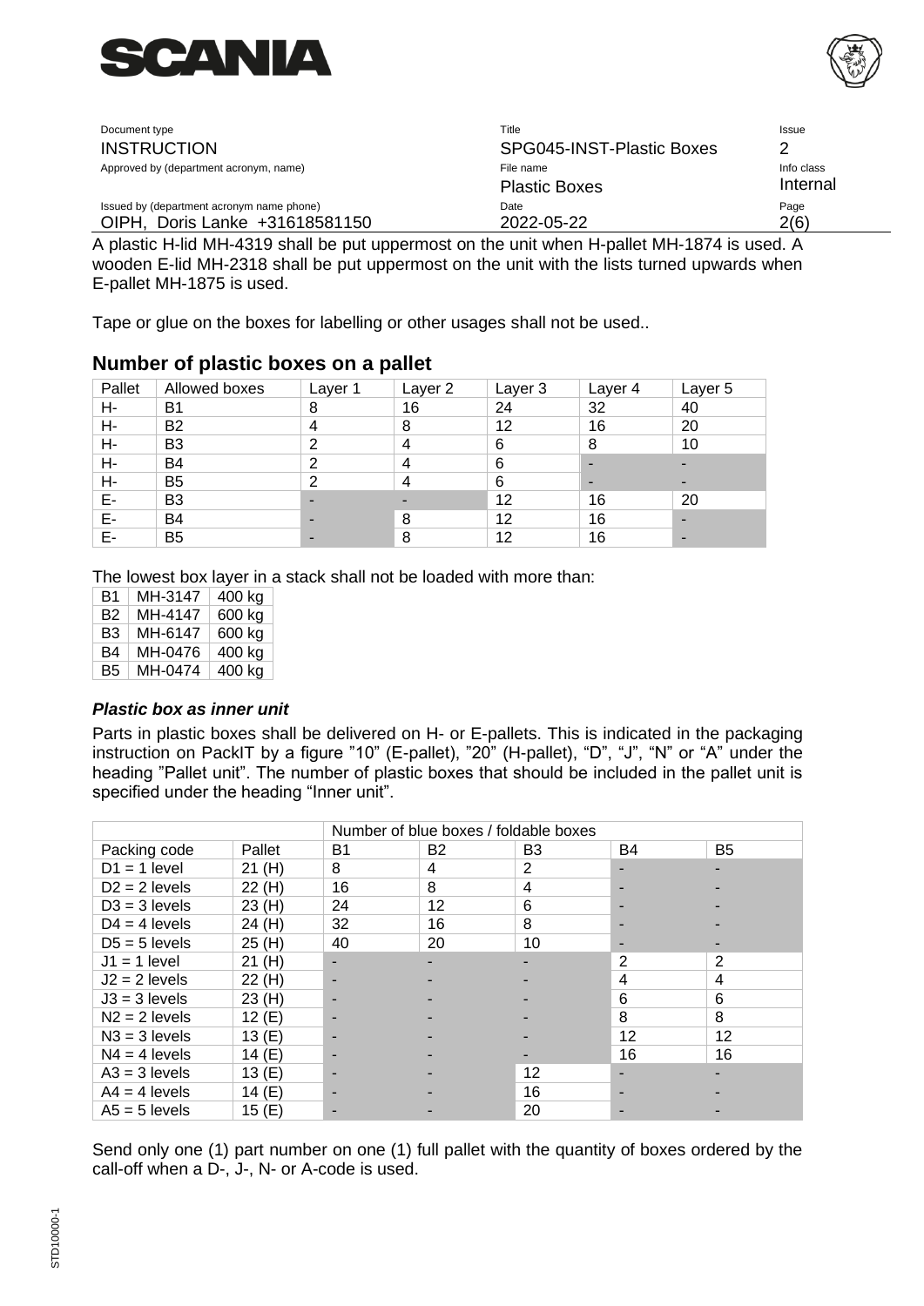A plastic H-lid MH-4319 shall be put uppermost on the unit when H-pallet MH-1874 is used. A wooden E-lid MH-2318 shall be put uppermost on the unit with the lists turned upwards when E-pallet MH-1875 is used.

Tape or glue on the boxes for labelling or other usages shall not be used..

## Number of plastic boxes on a pallet

| Pallet | Allowed boxes | Layer 1 | Layer 2 | Layer 3 | Layer 4 | Layer 5 |
|---|---|---|---|---|---|---|
| H- | B1 | 8 | 16 | 24 | 32 | 40 |
| H- | B2 | 4 | 8 | 12 | 16 | 20 |
| H- | B3 | 2 | 4 | 6 | 8 | 10 |
| H- | B4 | 2 | 4 | 6 | - | - |
| H- | B5 | 2 | 4 | 6 | - | - |
| E- | B3 | - | - | 12 | 16 | 20 |
| E- | B4 | - | 8 | 12 | 16 | - |
| E- | B5 | - | 8 | 12 | 16 | - |

The lowest box layer in a stack shall not be loaded with more than:

| | | |
|---|---|---|
| B1 | MH-3147 | 400 kg |
| B2 | MH-4147 | 600 kg |
| B3 | MH-6147 | 600 kg |
| B4 | MH-0476 | 400 kg |
| B5 | MH-0474 | 400 kg |

### *Plastic box as inner unit*

Parts in plastic boxes shall be delivered on H- or E-pallets. This is indicated in the packaging instruction on PackIT by a figure ”10” (E-pallet), ”20” (H-pallet), “D”, “J”, “N” or “A” under the heading ”Pallet unit”. The number of plastic boxes that should be included in the pallet unit is specified under the heading “Inner unit”.

| | | Number of blue boxes / foldable boxes | | | | |
|---|---|---|---|---|---|---|
| Packing code | Pallet | B1 | B2 | B3 | B4 | B5 |
| D1 = 1 level | 21 (H) | 8 | 4 | 2 | - | - |
| D2 = 2 levels | 22 (H) | 16 | 8 | 4 | - | - |
| D3 = 3 levels | 23 (H) | 24 | 12 | 6 | - | - |
| D4 = 4 levels | 24 (H) | 32 | 16 | 8 | - | - |
| D5 = 5 levels | 25 (H) | 40 | 20 | 10 | - | - |
| J1 = 1 level | 21 (H) | - | - | - | 2 | 2 |
| J2 = 2 levels | 22 (H) | - | - | - | 4 | 4 |
| J3 = 3 levels | 23 (H) | - | - | - | 6 | 6 |
| N2 = 2 levels | 12 (E) | - | - | - | 8 | 8 |
| N3 = 3 levels | 13 (E) | - | - | - | 12 | 12 |
| N4 = 4 levels | 14 (E) | - | - | - | 16 | 16 |
| A3 = 3 levels | 13 (E) | - | - | 12 | - | - |
| A4 = 4 levels | 14 (E) | - | - | 16 | - | - |
| A5 = 5 levels | 15 (E) | - | - | 20 | - | - |

Send only one (1) part number on one (1) full pallet with the quantity of boxes ordered by the call-off when a D-, J-, N- or A-code is used.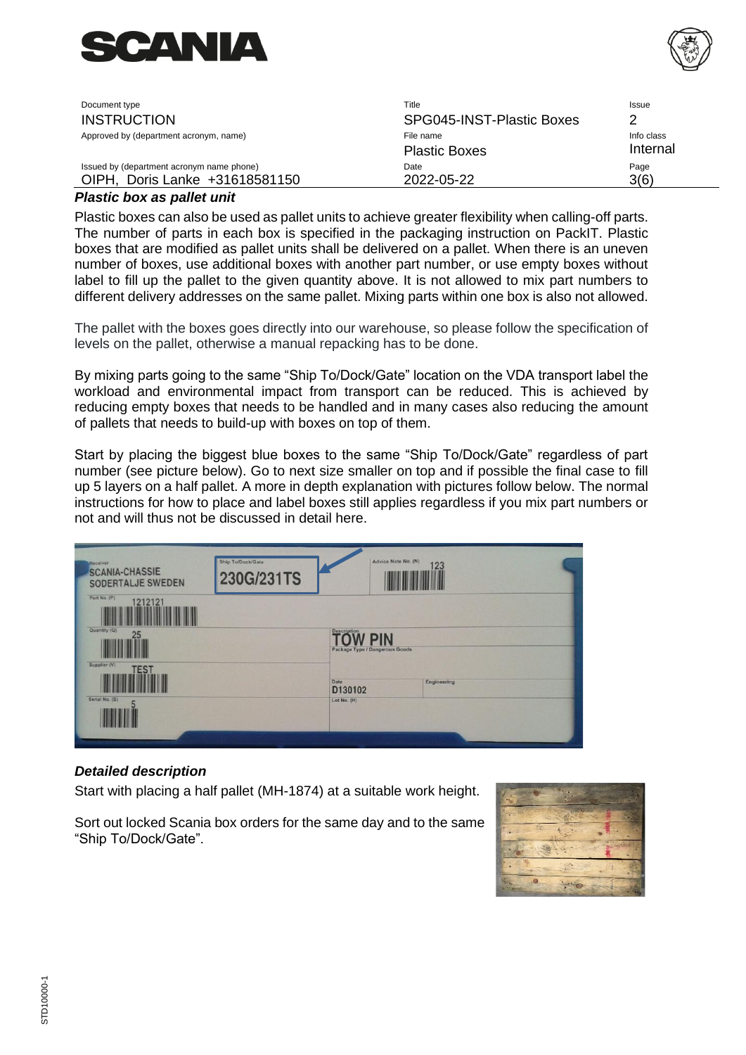### *Plastic box as pallet unit*

Plastic boxes can also be used as pallet units to achieve greater flexibility when calling-off parts. The number of parts in each box is specified in the packaging instruction on PackIT. Plastic boxes that are modified as pallet units shall be delivered on a pallet. When there is an uneven number of boxes, use additional boxes with another part number, or use empty boxes without label to fill up the pallet to the given quantity above. It is not allowed to mix part numbers to different delivery addresses on the same pallet. Mixing parts within one box is also not allowed.

The pallet with the boxes goes directly into our warehouse, so please follow the specification of levels on the pallet, otherwise a manual repacking has to be done.

By mixing parts going to the same "Ship To/Dock/Gate" location on the VDA transport label the workload and environmental impact from transport can be reduced. This is achieved by reducing empty boxes that needs to be handled and in many cases also reducing the amount of pallets that needs to build-up with boxes on top of them.

Start by placing the biggest blue boxes to the same "Ship To/Dock/Gate" regardless of part number (see picture below). Go to next size smaller on top and if possible the final case to fill up 5 layers on a half pallet. A more in depth explanation with pictures follow below. The normal instructions for how to place and label boxes still applies regardless if you mix part numbers or not and will thus not be discussed in detail here.

### *Detailed description*

Start with placing a half pallet (MH-1874) at a suitable work height.

Sort out locked Scania box orders for the same day and to the same "Ship To/Dock/Gate".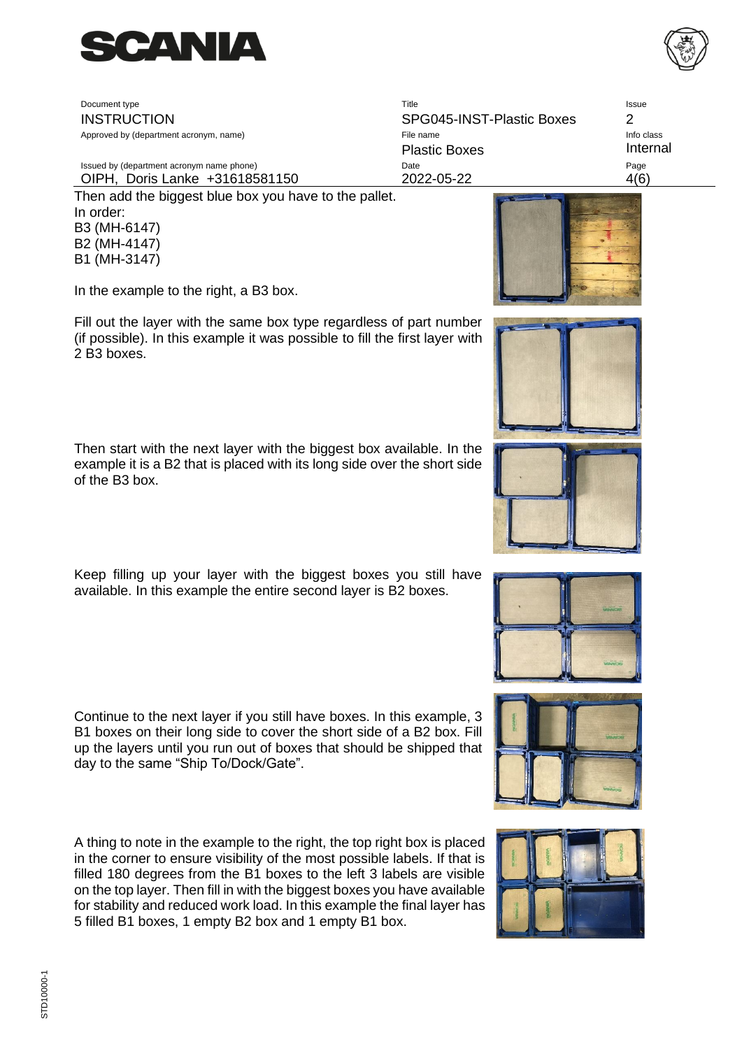Then add the biggest blue box you have to the pallet.
In order:
B3 (MH-6147)
B2 (MH-4147)
B1 (MH-3147)

In the example to the right, a B3 box.

Fill out the layer with the same box type regardless of part number (if possible). In this example it was possible to fill the first layer with 2 B3 boxes.

Then start with the next layer with the biggest box available. In the example it is a B2 that is placed with its long side over the short side of the B3 box.

Keep filling up your layer with the biggest boxes you still have available. In this example the entire second layer is B2 boxes.

Continue to the next layer if you still have boxes. In this example, 3 B1 boxes on their long side to cover the short side of a B2 box. Fill up the layers until you run out of boxes that should be shipped that day to the same "Ship To/Dock/Gate".

A thing to note in the example to the right, the top right box is placed in the corner to ensure visibility of the most possible labels. If that is filled 180 degrees from the B1 boxes to the left 3 labels are visible on the top layer. Then fill in with the biggest boxes you have available for stability and reduced work load. In this example the final layer has 5 filled B1 boxes, 1 empty B2 box and 1 empty B1 box.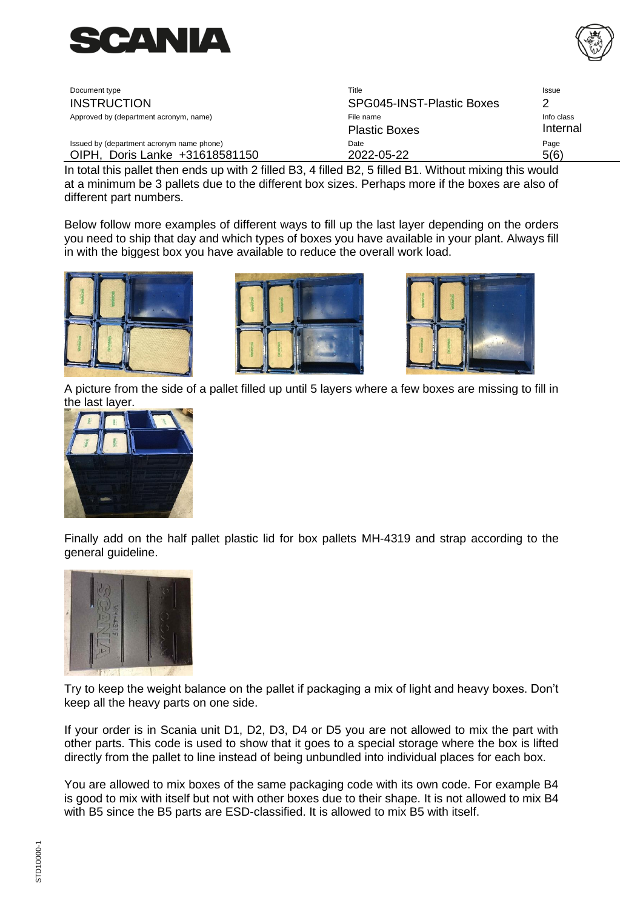In total this pallet then ends up with 2 filled B3, 4 filled B2, 5 filled B1. Without mixing this would at a minimum be 3 pallets due to the different box sizes. Perhaps more if the boxes are also of different part numbers.

Below follow more examples of different ways to fill up the last layer depending on the orders you need to ship that day and which types of boxes you have available in your plant. Always fill in with the biggest box you have available to reduce the overall work load.

A picture from the side of a pallet filled up until 5 layers where a few boxes are missing to fill in the last layer.

Finally add on the half pallet plastic lid for box pallets MH-4319 and strap according to the general guideline.

Try to keep the weight balance on the pallet if packaging a mix of light and heavy boxes. Don't keep all the heavy parts on one side.

If your order is in Scania unit D1, D2, D3, D4 or D5 you are not allowed to mix the part with other parts. This code is used to show that it goes to a special storage where the box is lifted directly from the pallet to line instead of being unbundled into individual places for each box.

You are allowed to mix boxes of the same packaging code with its own code. For example B4 is good to mix with itself but not with other boxes due to their shape. It is not allowed to mix B4 with B5 since the B5 parts are ESD-classified. It is allowed to mix B5 with itself.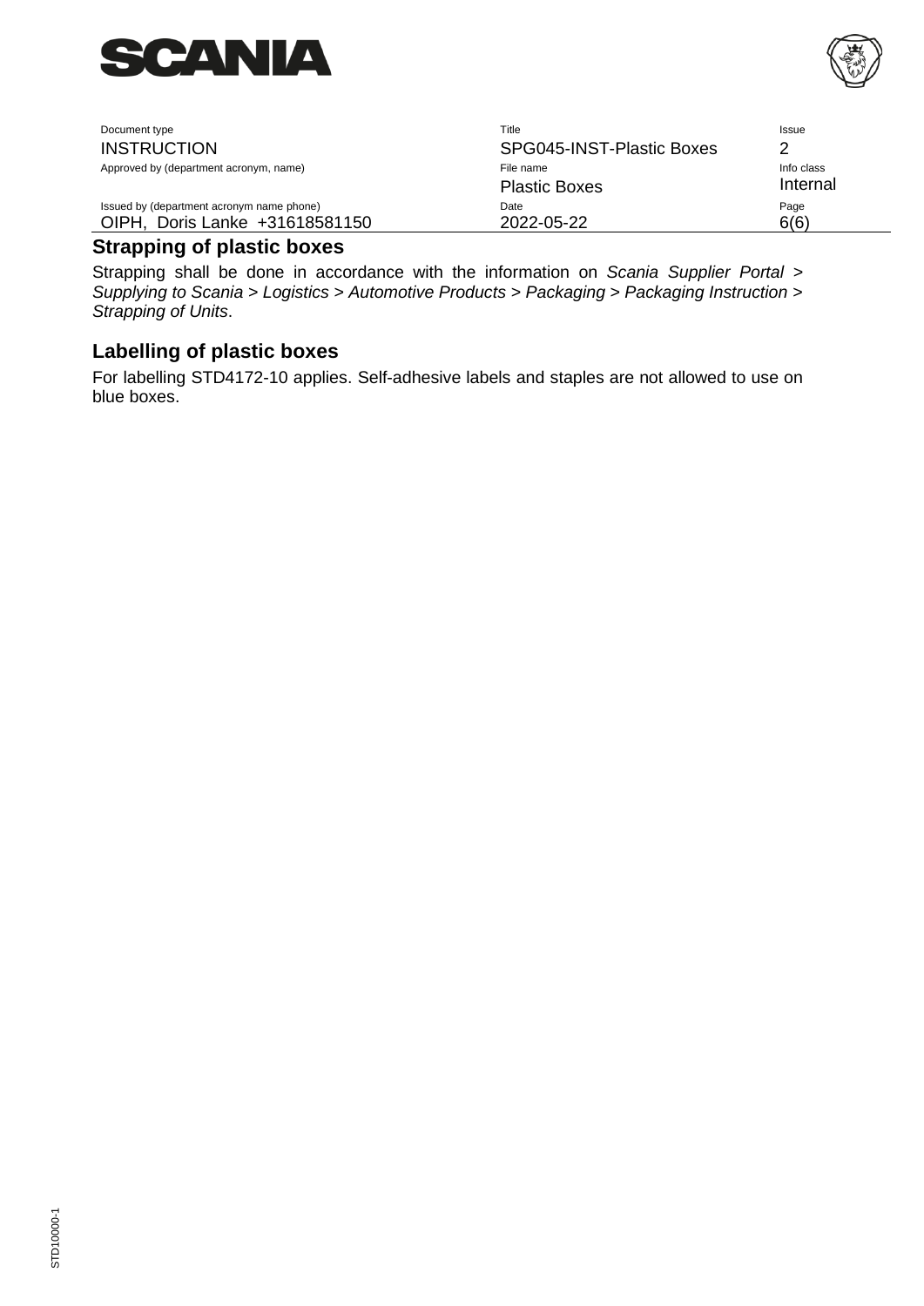## Strapping of plastic boxes

Strapping shall be done in accordance with the information on *Scania Supplier Portal > Supplying to Scania > Logistics > Automotive Products > Packaging > Packaging Instruction > Strapping of Units*.

## Labelling of plastic boxes

For labelling STD4172-10 applies. Self-adhesive labels and staples are not allowed to use on blue boxes.